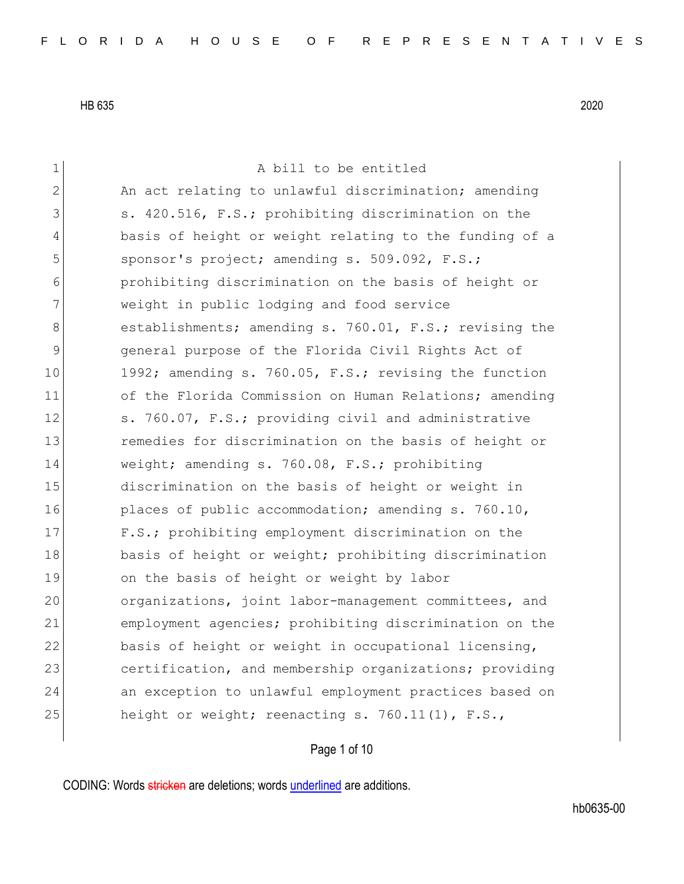HB 635 2020

A bill to be entitled

An act relating to unlawful discrimination; amending s. 420.516, F.S.; prohibiting discrimination on the basis of height or weight relating to the funding of a sponsor's project; amending s. 509.092, F.S.; prohibiting discrimination on the basis of height or weight in public lodging and food service establishments; amending s. 760.01, F.S.; revising the general purpose of the Florida Civil Rights Act of 1992; amending s. 760.05, F.S.; revising the function of the Florida Commission on Human Relations; amending s. 760.07, F.S.; providing civil and administrative remedies for discrimination on the basis of height or weight; amending s. 760.08, F.S.; prohibiting discrimination on the basis of height or weight in places of public accommodation; amending s. 760.10, F.S.; prohibiting employment discrimination on the basis of height or weight; prohibiting discrimination on the basis of height or weight by labor organizations, joint labor-management committees, and employment agencies; prohibiting discrimination on the basis of height or weight in occupational licensing, certification, and membership organizations; providing an exception to unlawful employment practices based on height or weight; reenacting s. 760.11(1), F.S.,

CODING: Words stricken are deletions; words underlined are additions.

hb0635-00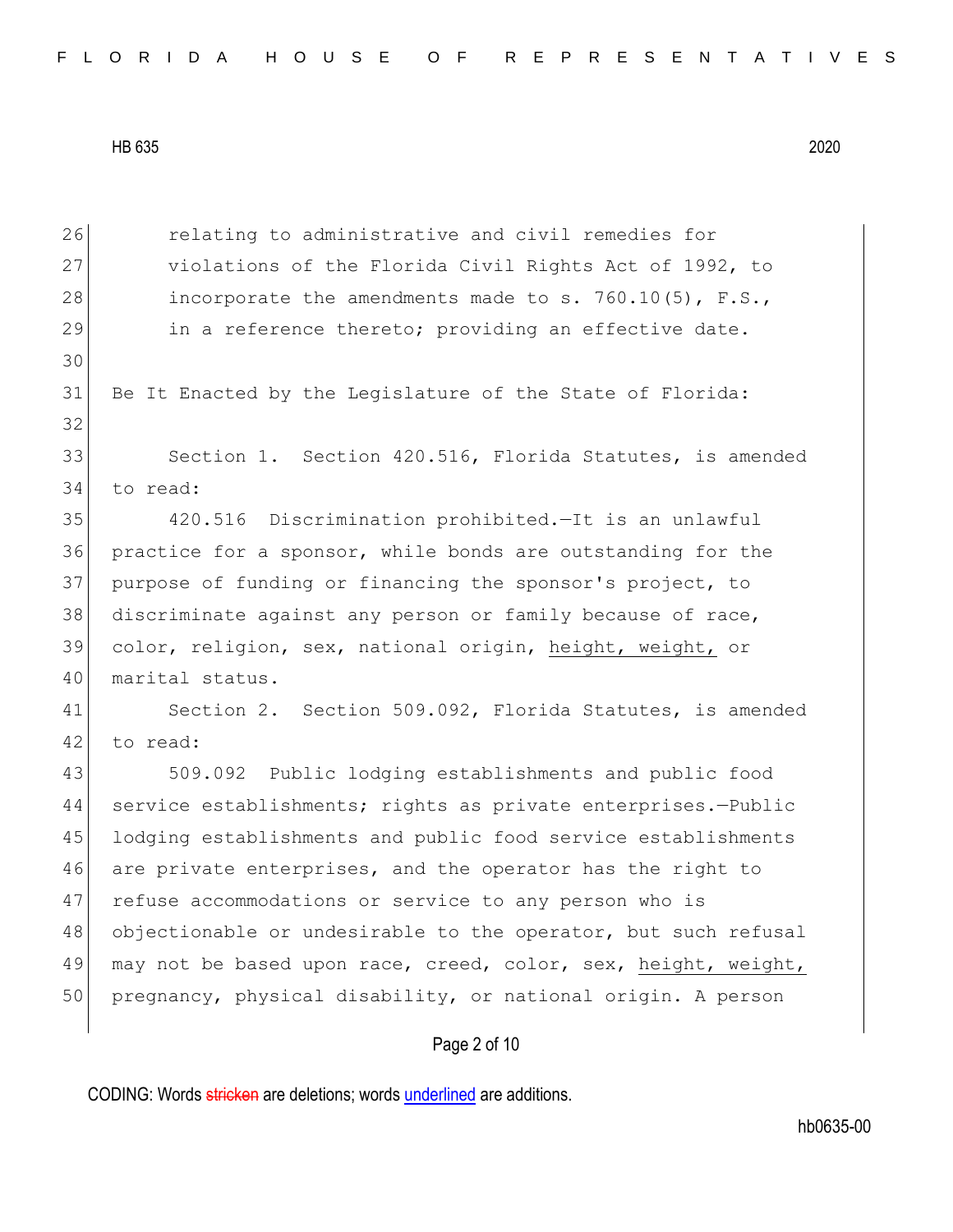relating to administrative and civil remedies for violations of the Florida Civil Rights Act of 1992, to incorporate the amendments made to s. 760.10(5), F.S., in a reference thereto; providing an effective date.

Be It Enacted by the Legislature of the State of Florida:

Section 1. Section 420.516, Florida Statutes, is amended to read:

420.516 Discrimination prohibited.—It is an unlawful practice for a sponsor, while bonds are outstanding for the purpose of funding or financing the sponsor's project, to discriminate against any person or family because of race, color, religion, sex, national origin, <u>height, weight,</u> or marital status.

Section 2. Section 509.092, Florida Statutes, is amended to read:

509.092 Public lodging establishments and public food service establishments; rights as private enterprises.—Public lodging establishments and public food service establishments are private enterprises, and the operator has the right to refuse accommodations or service to any person who is objectionable or undesirable to the operator, but such refusal may not be based upon race, creed, color, sex, <u>height, weight,</u> pregnancy, physical disability, or national origin. A person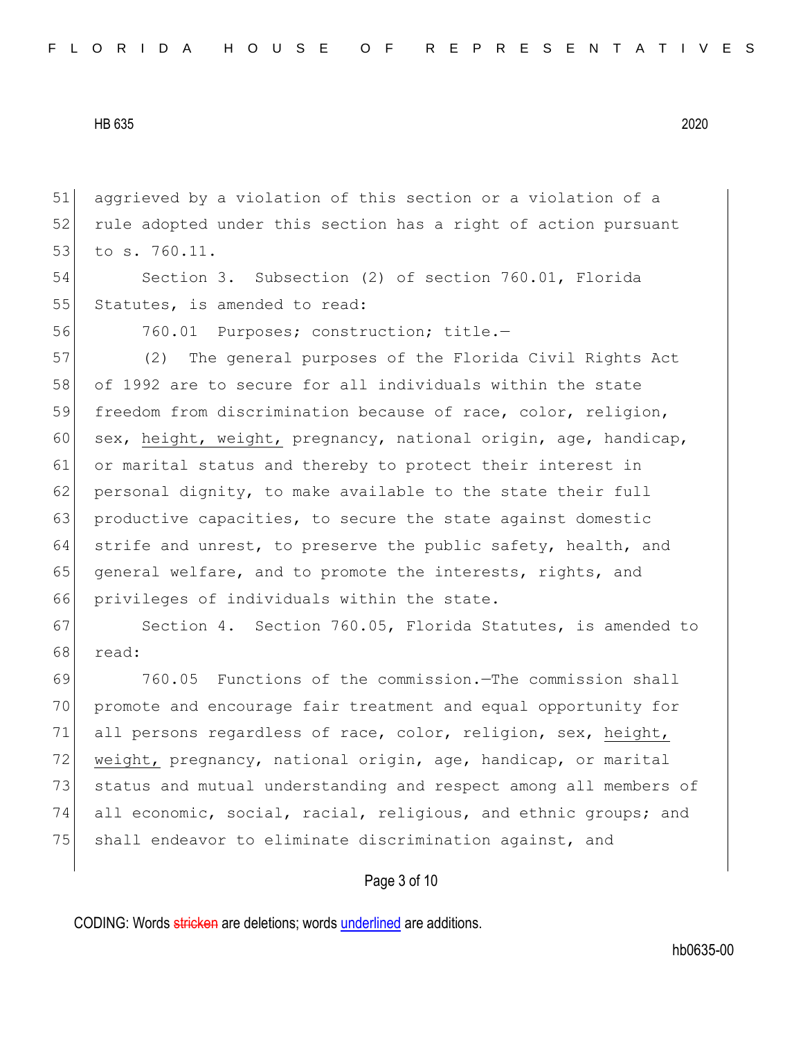aggrieved by a violation of this section or a violation of a rule adopted under this section has a right of action pursuant to s. 760.11.

Section 3. Subsection (2) of section 760.01, Florida Statutes, is amended to read:

760.01 Purposes; construction; title.—

(2) The general purposes of the Florida Civil Rights Act of 1992 are to secure for all individuals within the state freedom from discrimination because of race, color, religion, sex, <u>height, weight,</u> pregnancy, national origin, age, handicap, or marital status and thereby to protect their interest in personal dignity, to make available to the state their full productive capacities, to secure the state against domestic strife and unrest, to preserve the public safety, health, and general welfare, and to promote the interests, rights, and privileges of individuals within the state.

Section 4. Section 760.05, Florida Statutes, is amended to read:

760.05 Functions of the commission.—The commission shall promote and encourage fair treatment and equal opportunity for all persons regardless of race, color, religion, sex, <u>height, weight,</u> pregnancy, national origin, age, handicap, or marital status and mutual understanding and respect among all members of all economic, social, racial, religious, and ethnic groups; and shall endeavor to eliminate discrimination against, and

CODING: Words ~~stricken~~ are deletions; words <u>underlined</u> are additions.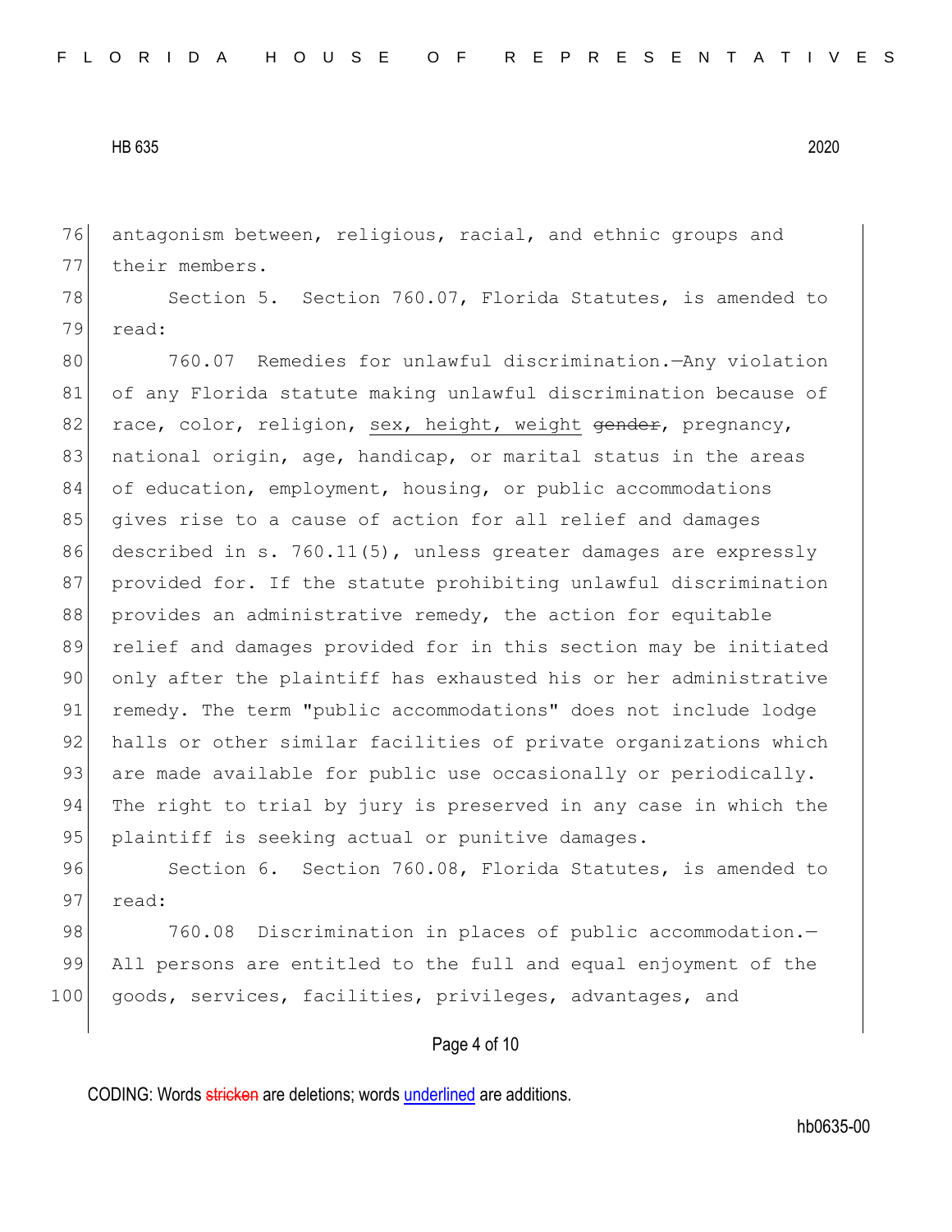antagonism between, religious, racial, and ethnic groups and their members.

Section 5. Section 760.07, Florida Statutes, is amended to read:

760.07 Remedies for unlawful discrimination.—Any violation of any Florida statute making unlawful discrimination because of race, color, religion, <u>sex, height, weight</u> ~~gender~~, pregnancy, national origin, age, handicap, or marital status in the areas of education, employment, housing, or public accommodations gives rise to a cause of action for all relief and damages described in s. 760.11(5), unless greater damages are expressly provided for. If the statute prohibiting unlawful discrimination provides an administrative remedy, the action for equitable relief and damages provided for in this section may be initiated only after the plaintiff has exhausted his or her administrative remedy. The term "public accommodations" does not include lodge halls or other similar facilities of private organizations which are made available for public use occasionally or periodically. The right to trial by jury is preserved in any case in which the plaintiff is seeking actual or punitive damages.

Section 6. Section 760.08, Florida Statutes, is amended to read:

760.08 Discrimination in places of public accommodation.—All persons are entitled to the full and equal enjoyment of the goods, services, facilities, privileges, advantages, and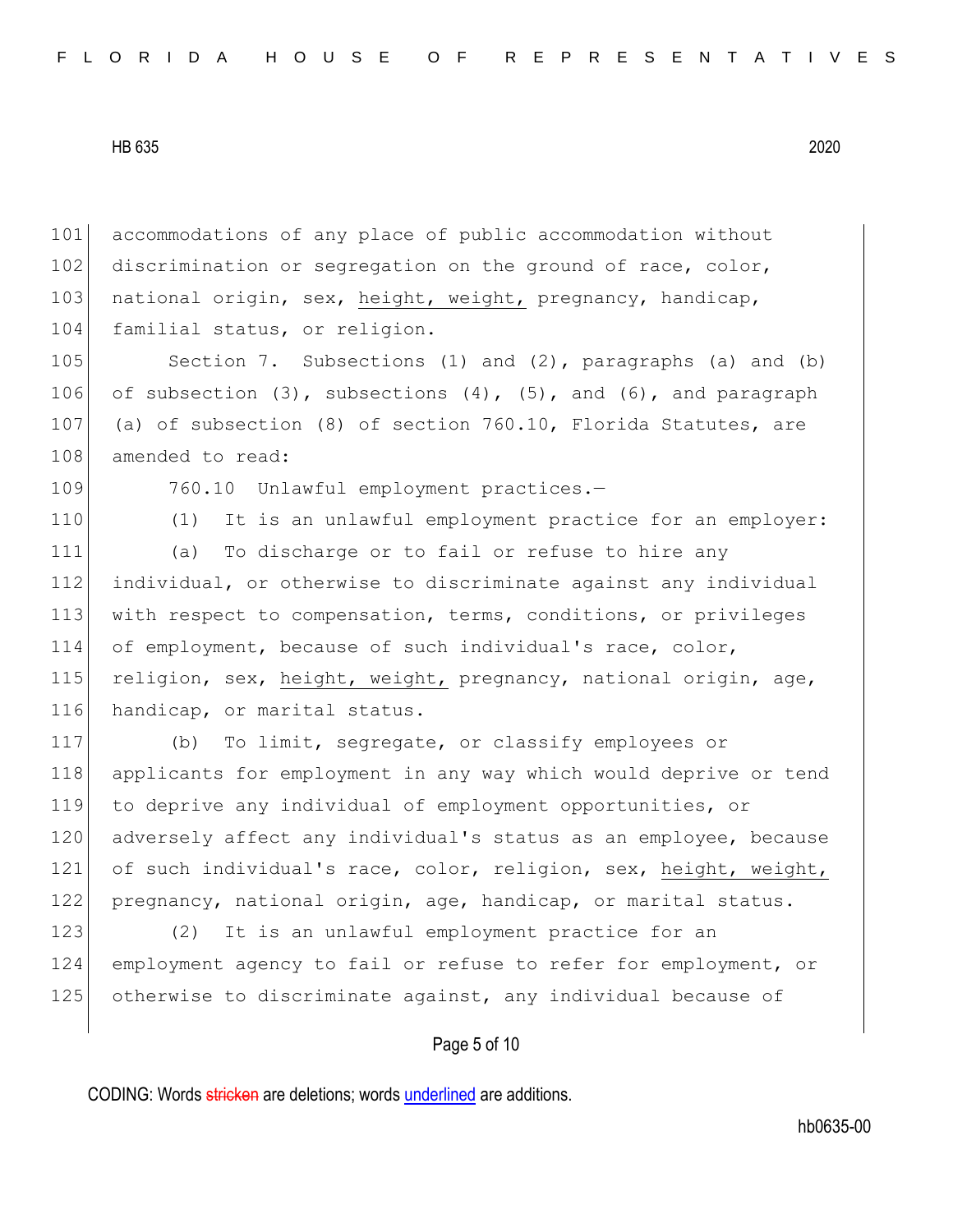accommodations of any place of public accommodation without discrimination or segregation on the ground of race, color, national origin, sex, <u>height, weight,</u> pregnancy, handicap, familial status, or religion.

Section 7. Subsections (1) and (2), paragraphs (a) and (b) of subsection (3), subsections (4), (5), and (6), and paragraph (a) of subsection (8) of section 760.10, Florida Statutes, are amended to read:

760.10 Unlawful employment practices.—

(1) It is an unlawful employment practice for an employer:

(a) To discharge or to fail or refuse to hire any individual, or otherwise to discriminate against any individual with respect to compensation, terms, conditions, or privileges of employment, because of such individual's race, color, religion, sex, <u>height, weight,</u> pregnancy, national origin, age, handicap, or marital status.

(b) To limit, segregate, or classify employees or applicants for employment in any way which would deprive or tend to deprive any individual of employment opportunities, or adversely affect any individual's status as an employee, because of such individual's race, color, religion, sex, <u>height, weight,</u> pregnancy, national origin, age, handicap, or marital status.

(2) It is an unlawful employment practice for an employment agency to fail or refuse to refer for employment, or otherwise to discriminate against, any individual because of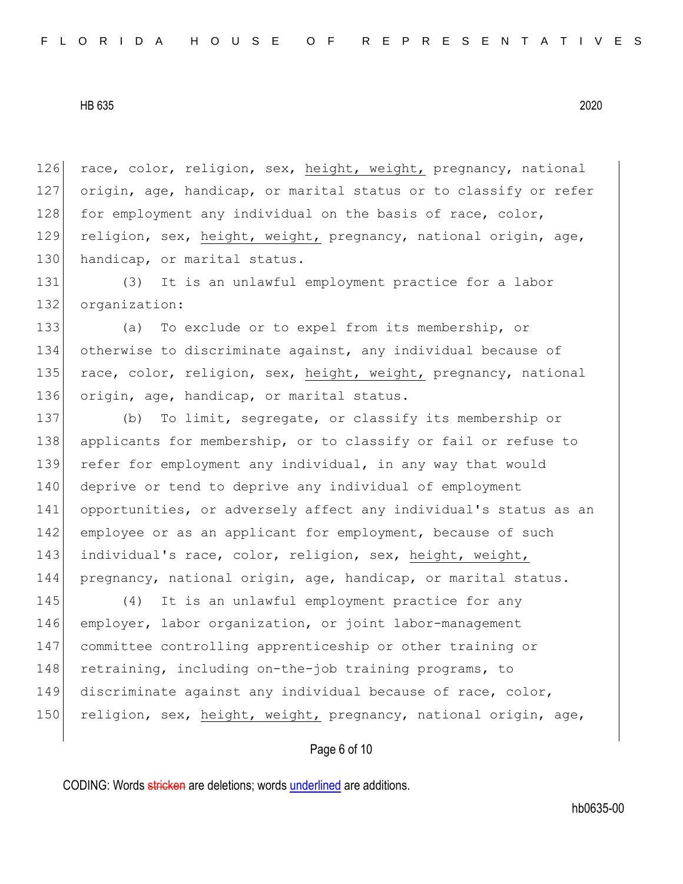race, color, religion, sex, <u>height, weight,</u> pregnancy, national origin, age, handicap, or marital status or to classify or refer for employment any individual on the basis of race, color, religion, sex, <u>height, weight,</u> pregnancy, national origin, age, handicap, or marital status.

(3) It is an unlawful employment practice for a labor organization:

(a) To exclude or to expel from its membership, or otherwise to discriminate against, any individual because of race, color, religion, sex, <u>height, weight,</u> pregnancy, national origin, age, handicap, or marital status.

(b) To limit, segregate, or classify its membership or applicants for membership, or to classify or fail or refuse to refer for employment any individual, in any way that would deprive or tend to deprive any individual of employment opportunities, or adversely affect any individual's status as an employee or as an applicant for employment, because of such individual's race, color, religion, sex, <u>height, weight,</u> pregnancy, national origin, age, handicap, or marital status.

(4) It is an unlawful employment practice for any employer, labor organization, or joint labor-management committee controlling apprenticeship or other training or retraining, including on-the-job training programs, to discriminate against any individual because of race, color, religion, sex, <u>height, weight,</u> pregnancy, national origin, age,

CODING: Words ~~stricken~~ are deletions; words <u>underlined</u> are additions.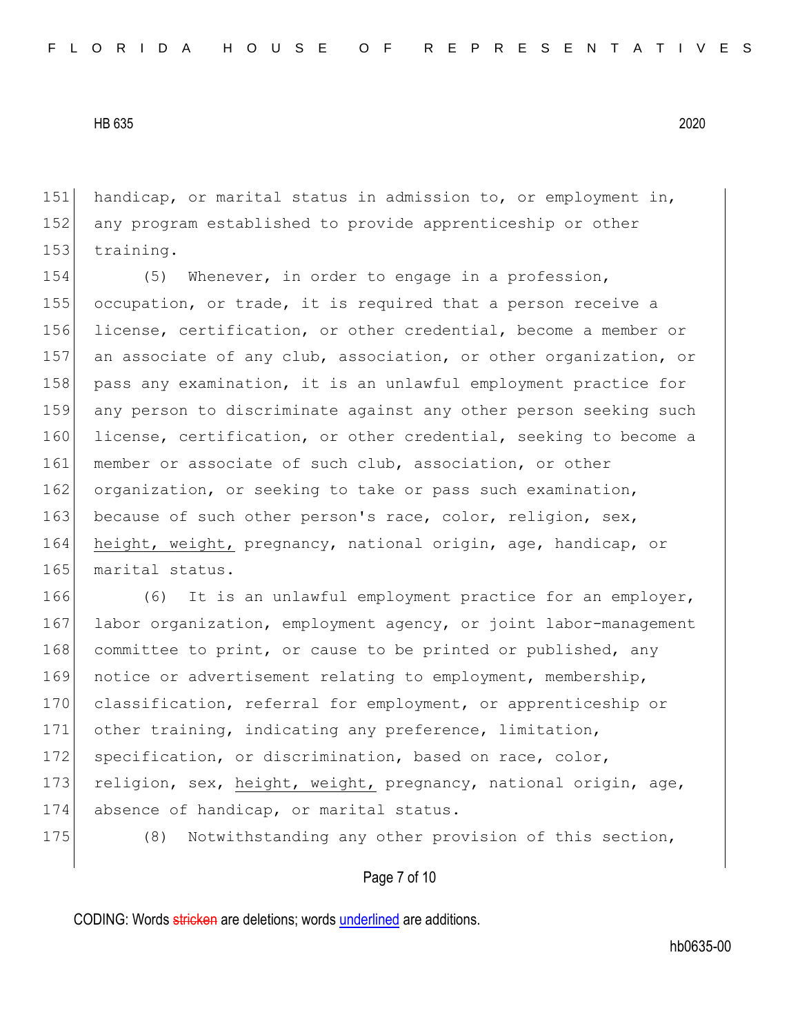handicap, or marital status in admission to, or employment in, any program established to provide apprenticeship or other training.

(5) Whenever, in order to engage in a profession, occupation, or trade, it is required that a person receive a license, certification, or other credential, become a member or an associate of any club, association, or other organization, or pass any examination, it is an unlawful employment practice for any person to discriminate against any other person seeking such license, certification, or other credential, seeking to become a member or associate of such club, association, or other organization, or seeking to take or pass such examination, because of such other person's race, color, religion, sex, height, weight, pregnancy, national origin, age, handicap, or marital status.

(6) It is an unlawful employment practice for an employer, labor organization, employment agency, or joint labor-management committee to print, or cause to be printed or published, any notice or advertisement relating to employment, membership, classification, referral for employment, or apprenticeship or other training, indicating any preference, limitation, specification, or discrimination, based on race, color, religion, sex, height, weight, pregnancy, national origin, age, absence of handicap, or marital status.

(8) Notwithstanding any other provision of this section,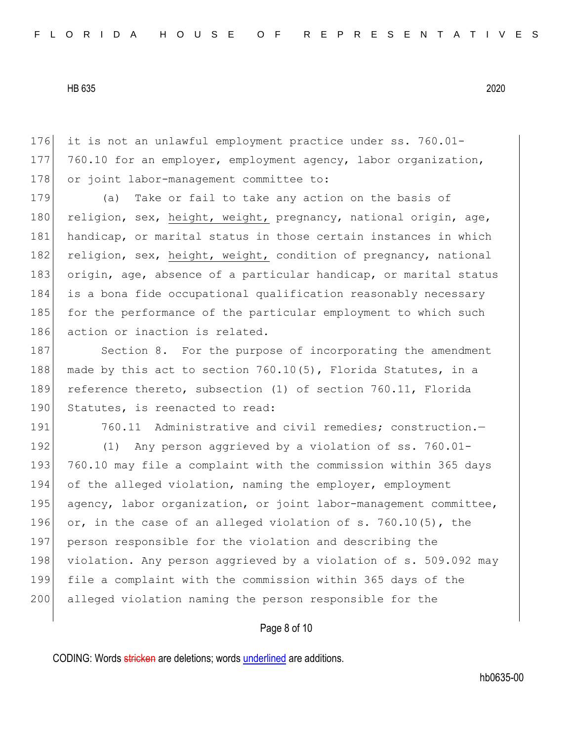it is not an unlawful employment practice under ss. 760.01-760.10 for an employer, employment agency, labor organization, or joint labor-management committee to:

(a) Take or fail to take any action on the basis of religion, sex, <u>height, weight,</u> pregnancy, national origin, age, handicap, or marital status in those certain instances in which religion, sex, <u>height, weight,</u> condition of pregnancy, national origin, age, absence of a particular handicap, or marital status is a bona fide occupational qualification reasonably necessary for the performance of the particular employment to which such action or inaction is related.

Section 8. For the purpose of incorporating the amendment made by this act to section 760.10(5), Florida Statutes, in a reference thereto, subsection (1) of section 760.11, Florida Statutes, is reenacted to read:

760.11 Administrative and civil remedies; construction.—

(1) Any person aggrieved by a violation of ss. 760.01-760.10 may file a complaint with the commission within 365 days of the alleged violation, naming the employer, employment agency, labor organization, or joint labor-management committee, or, in the case of an alleged violation of s. 760.10(5), the person responsible for the violation and describing the violation. Any person aggrieved by a violation of s. 509.092 may file a complaint with the commission within 365 days of the alleged violation naming the person responsible for the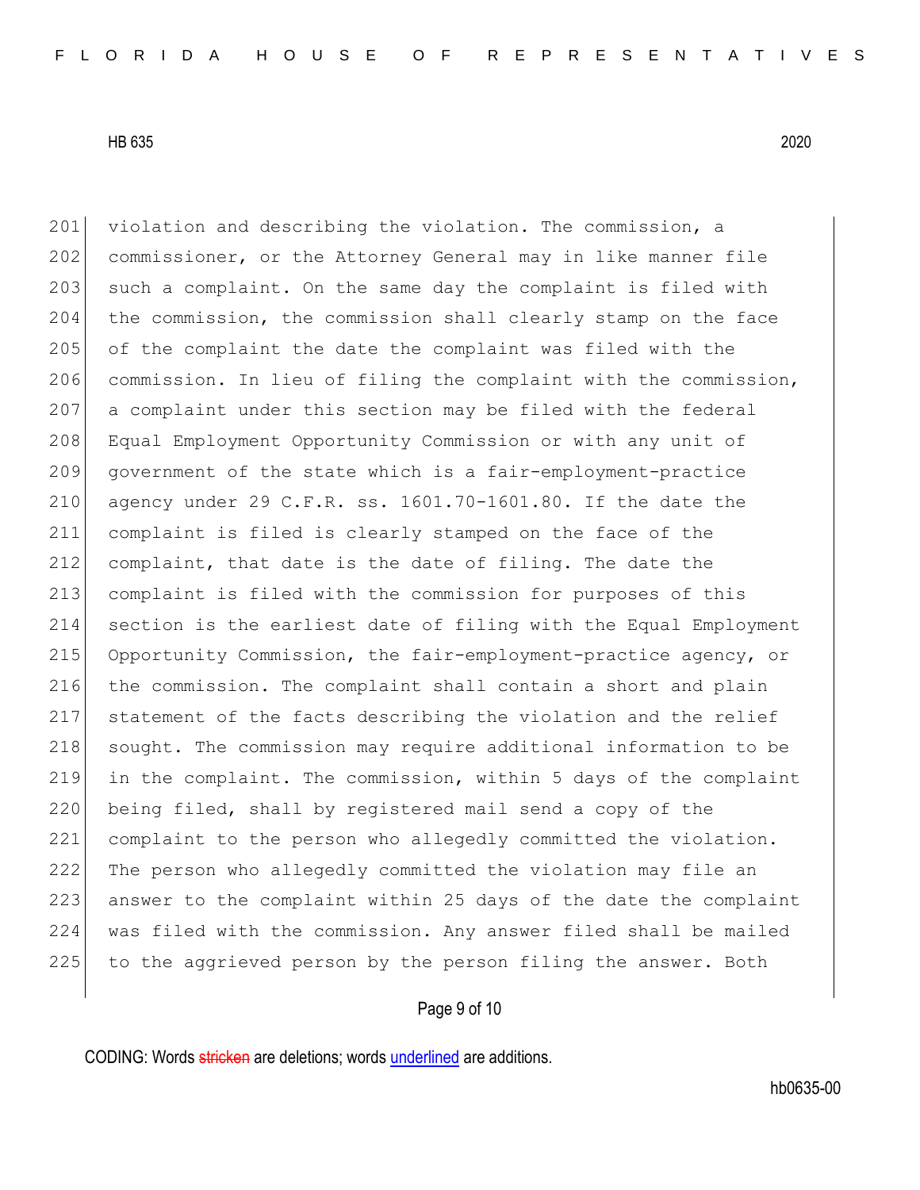violation and describing the violation. The commission, a commissioner, or the Attorney General may in like manner file such a complaint. On the same day the complaint is filed with the commission, the commission shall clearly stamp on the face of the complaint the date the complaint was filed with the commission. In lieu of filing the complaint with the commission, a complaint under this section may be filed with the federal Equal Employment Opportunity Commission or with any unit of government of the state which is a fair-employment-practice agency under 29 C.F.R. ss. 1601.70-1601.80. If the date the complaint is filed is clearly stamped on the face of the complaint, that date is the date of filing. The date the complaint is filed with the commission for purposes of this section is the earliest date of filing with the Equal Employment Opportunity Commission, the fair-employment-practice agency, or the commission. The complaint shall contain a short and plain statement of the facts describing the violation and the relief sought. The commission may require additional information to be in the complaint. The commission, within 5 days of the complaint being filed, shall by registered mail send a copy of the complaint to the person who allegedly committed the violation. The person who allegedly committed the violation may file an answer to the complaint within 25 days of the date the complaint was filed with the commission. Any answer filed shall be mailed to the aggrieved person by the person filing the answer. Both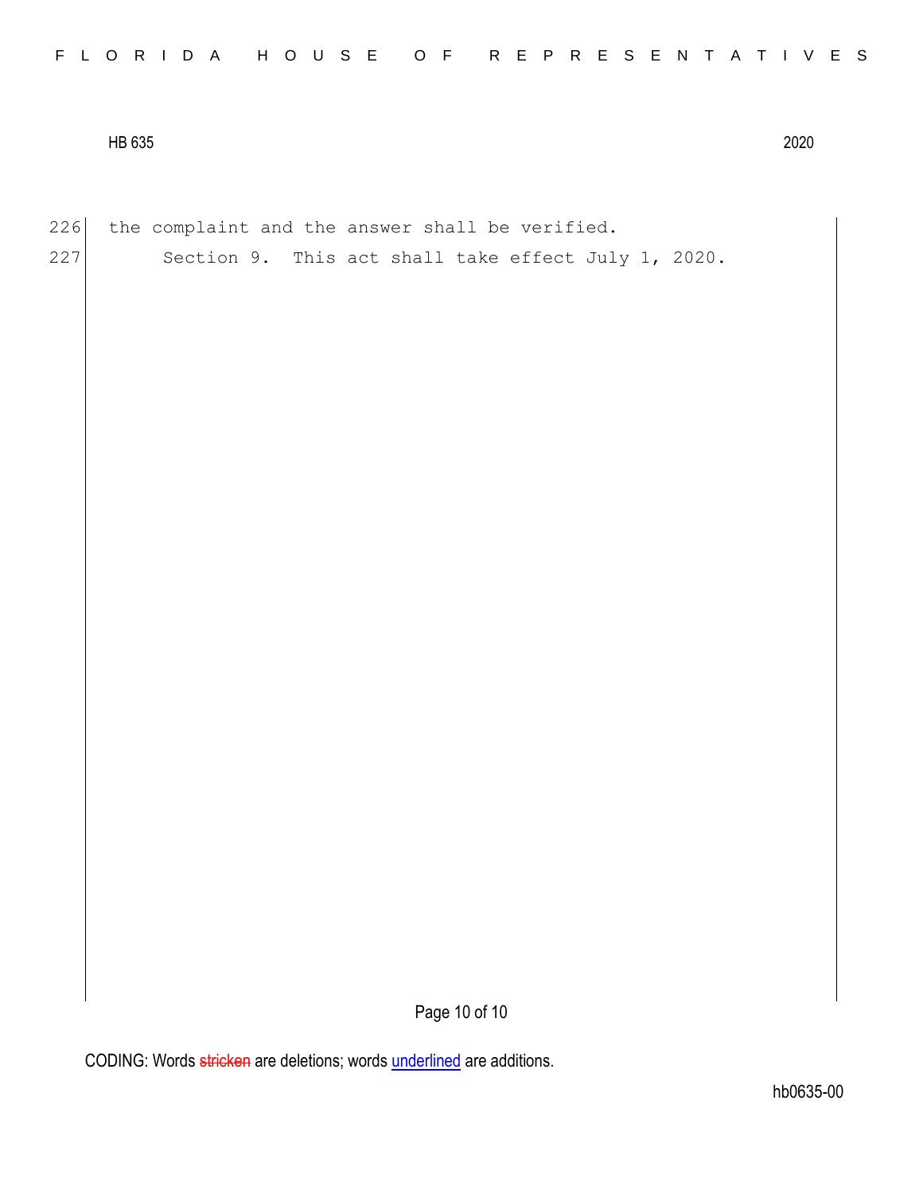226 the complaint and the answer shall be verified.

227 Section 9. This act shall take effect July 1, 2020.